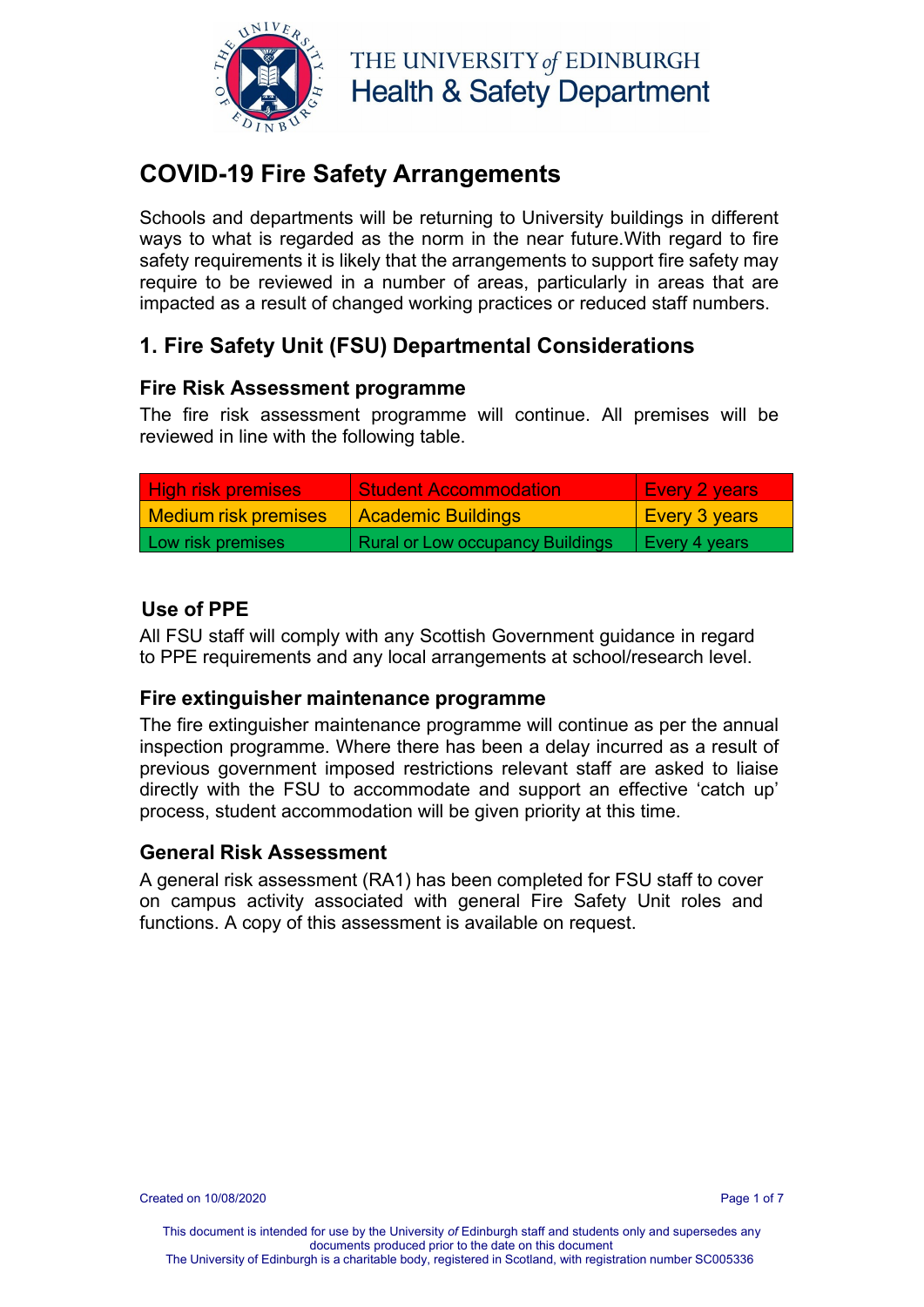THE UNIVERSITY *of* EDINBURGH
Health & Safety Department

# COVID-19 Fire Safety Arrangements

Schools and departments will be returning to University buildings in different ways to what is regarded as the norm in the near future.With regard to fire safety requirements it is likely that the arrangements to support fire safety may require to be reviewed in a number of areas, particularly in areas that are impacted as a result of changed working practices or reduced staff numbers.

## 1. Fire Safety Unit (FSU) Departmental Considerations

### Fire Risk Assessment programme

The fire risk assessment programme will continue. All premises will be reviewed in line with the following table.

| | | |
|---|---|---|
| High risk premises | Student Accommodation | Every 2 years |
| Medium risk premises | Academic Buildings | Every 3 years |
| Low risk premises | Rural or Low occupancy Buildings | Every 4 years |

### Use of PPE

All FSU staff will comply with any Scottish Government guidance in regard to PPE requirements and any local arrangements at school/research level.

### Fire extinguisher maintenance programme

The fire extinguisher maintenance programme will continue as per the annual inspection programme. Where there has been a delay incurred as a result of previous government imposed restrictions relevant staff are asked to liaise directly with the FSU to accommodate and support an effective 'catch up' process, student accommodation will be given priority at this time.

### General Risk Assessment

A general risk assessment (RA1) has been completed for FSU staff to cover on campus activity associated with general Fire Safety Unit roles and functions. A copy of this assessment is available on request.

Created on 10/08/2020

This document is intended for use by the University *of* Edinburgh staff and students only and supersedes any documents produced prior to the date on this document
The University of Edinburgh is a charitable body, registered in Scotland, with registration number SC005336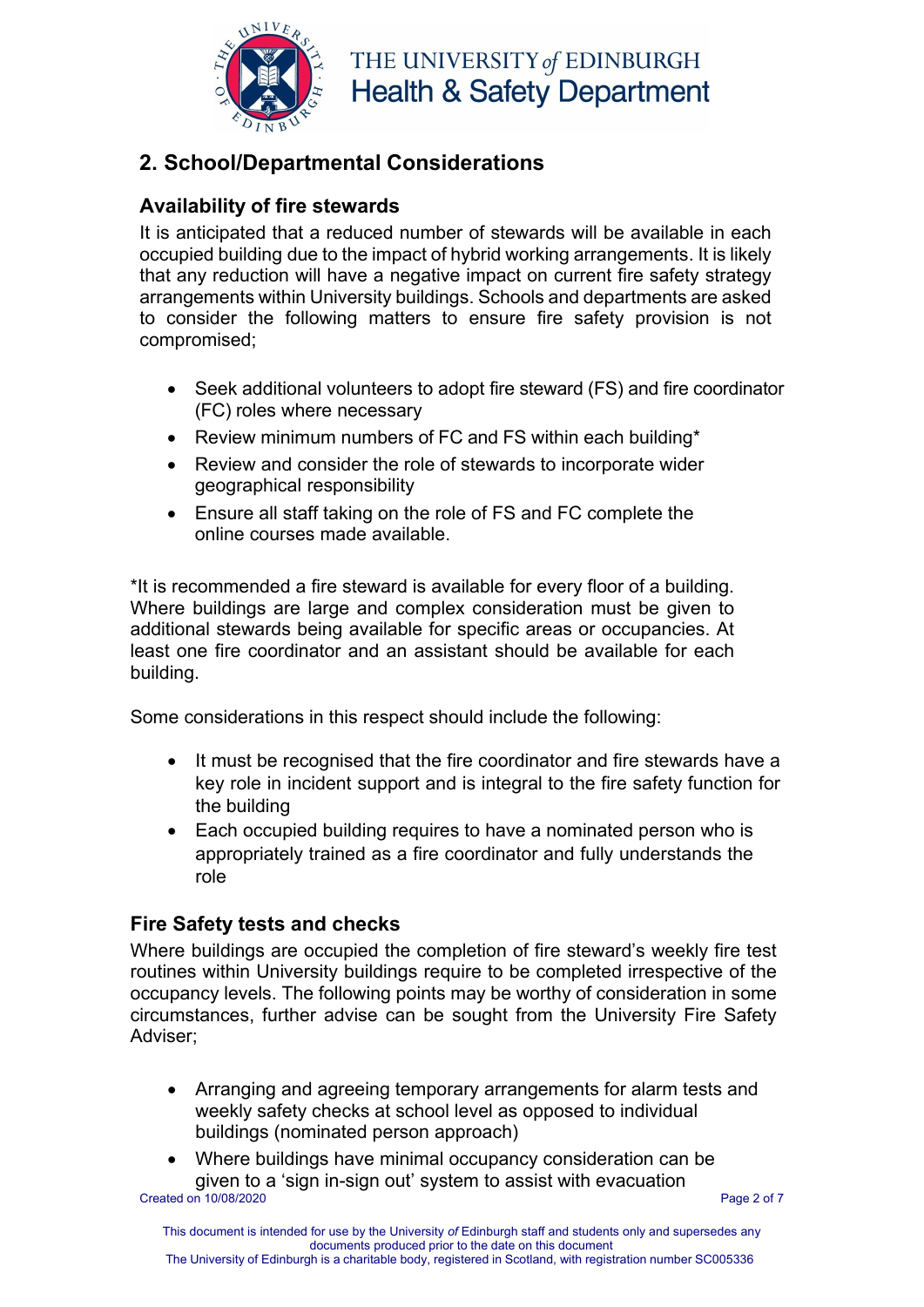## 2. School/Departmental Considerations

### Availability of fire stewards

It is anticipated that a reduced number of stewards will be available in each occupied building due to the impact of hybrid working arrangements. It is likely that any reduction will have a negative impact on current fire safety strategy arrangements within University buildings. Schools and departments are asked to consider the following matters to ensure fire safety provision is not compromised;

- Seek additional volunteers to adopt fire steward (FS) and fire coordinator (FC) roles where necessary
- Review minimum numbers of FC and FS within each building*
- Review and consider the role of stewards to incorporate wider geographical responsibility
- Ensure all staff taking on the role of FS and FC complete the online courses made available.

*It is recommended a fire steward is available for every floor of a building. Where buildings are large and complex consideration must be given to additional stewards being available for specific areas or occupancies. At least one fire coordinator and an assistant should be available for each building.

Some considerations in this respect should include the following:

- It must be recognised that the fire coordinator and fire stewards have a key role in incident support and is integral to the fire safety function for the building
- Each occupied building requires to have a nominated person who is appropriately trained as a fire coordinator and fully understands the role

### Fire Safety tests and checks

Where buildings are occupied the completion of fire steward's weekly fire test routines within University buildings require to be completed irrespective of the occupancy levels. The following points may be worthy of consideration in some circumstances, further advise can be sought from the University Fire Safety Adviser;

- Arranging and agreeing temporary arrangements for alarm tests and weekly safety checks at school level as opposed to individual buildings (nominated person approach)
- Where buildings have minimal occupancy consideration can be given to a 'sign in-sign out' system to assist with evacuation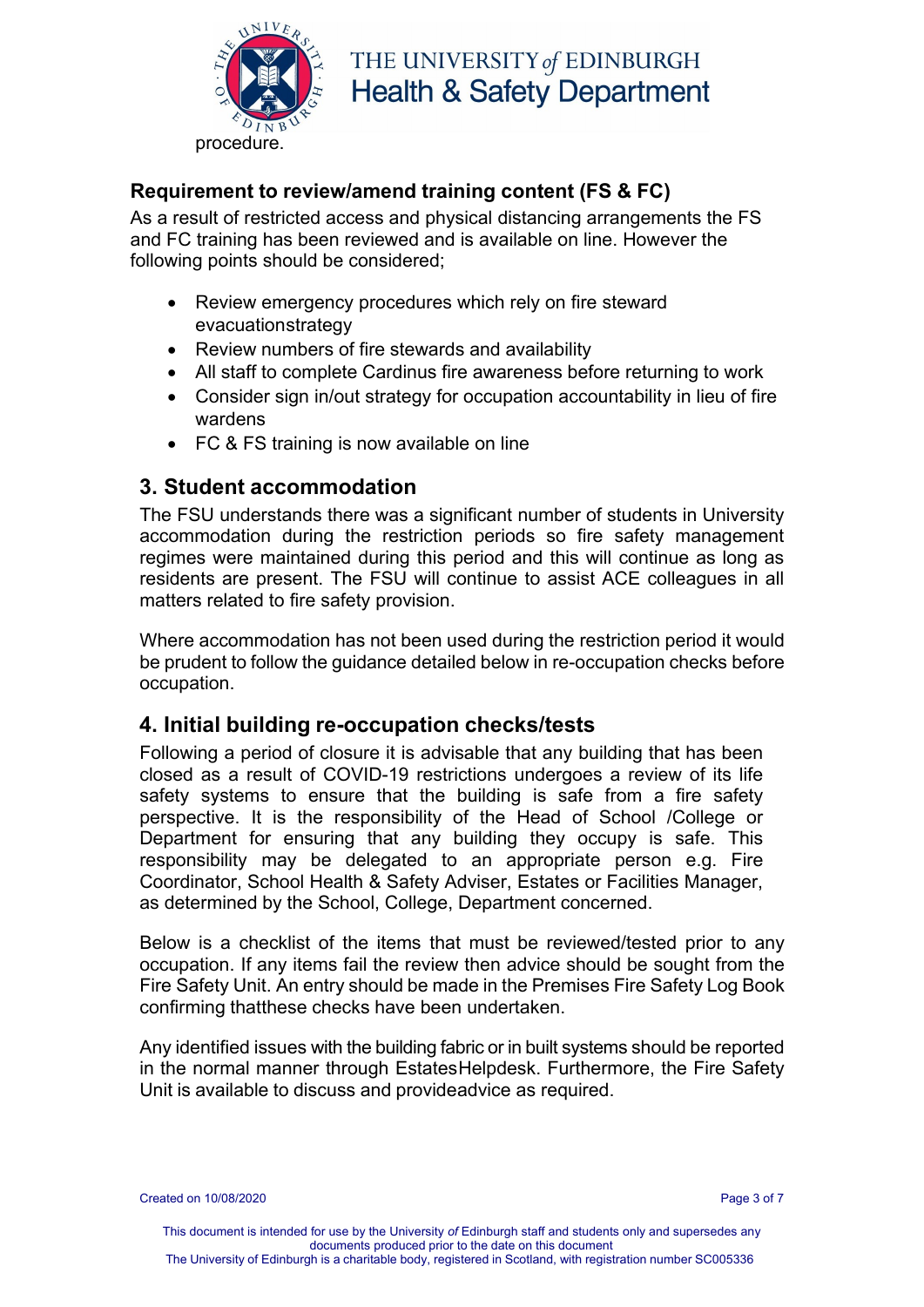procedure.

### Requirement to review/amend training content (FS & FC)

As a result of restricted access and physical distancing arrangements the FS and FC training has been reviewed and is available on line. However the following points should be considered;

- Review emergency procedures which rely on fire steward evacuationstrategy
- Review numbers of fire stewards and availability
- All staff to complete Cardinus fire awareness before returning to work
- Consider sign in/out strategy for occupation accountability in lieu of fire wardens
- FC & FS training is now available on line

## 3. Student accommodation

The FSU understands there was a significant number of students in University accommodation during the restriction periods so fire safety management regimes were maintained during this period and this will continue as long as residents are present. The FSU will continue to assist ACE colleagues in all matters related to fire safety provision.

Where accommodation has not been used during the restriction period it would be prudent to follow the guidance detailed below in re-occupation checks before occupation.

## 4. Initial building re-occupation checks/tests

Following a period of closure it is advisable that any building that has been closed as a result of COVID-19 restrictions undergoes a review of its life safety systems to ensure that the building is safe from a fire safety perspective. It is the responsibility of the Head of School /College or Department for ensuring that any building they occupy is safe. This responsibility may be delegated to an appropriate person e.g. Fire Coordinator, School Health & Safety Adviser, Estates or Facilities Manager, as determined by the School, College, Department concerned.

Below is a checklist of the items that must be reviewed/tested prior to any occupation. If any items fail the review then advice should be sought from the Fire Safety Unit. An entry should be made in the Premises Fire Safety Log Book confirming thatthese checks have been undertaken.

Any identified issues with the building fabric or in built systems should be reported in the normal manner through EstatesHelpdesk. Furthermore, the Fire Safety Unit is available to discuss and provideadvice as required.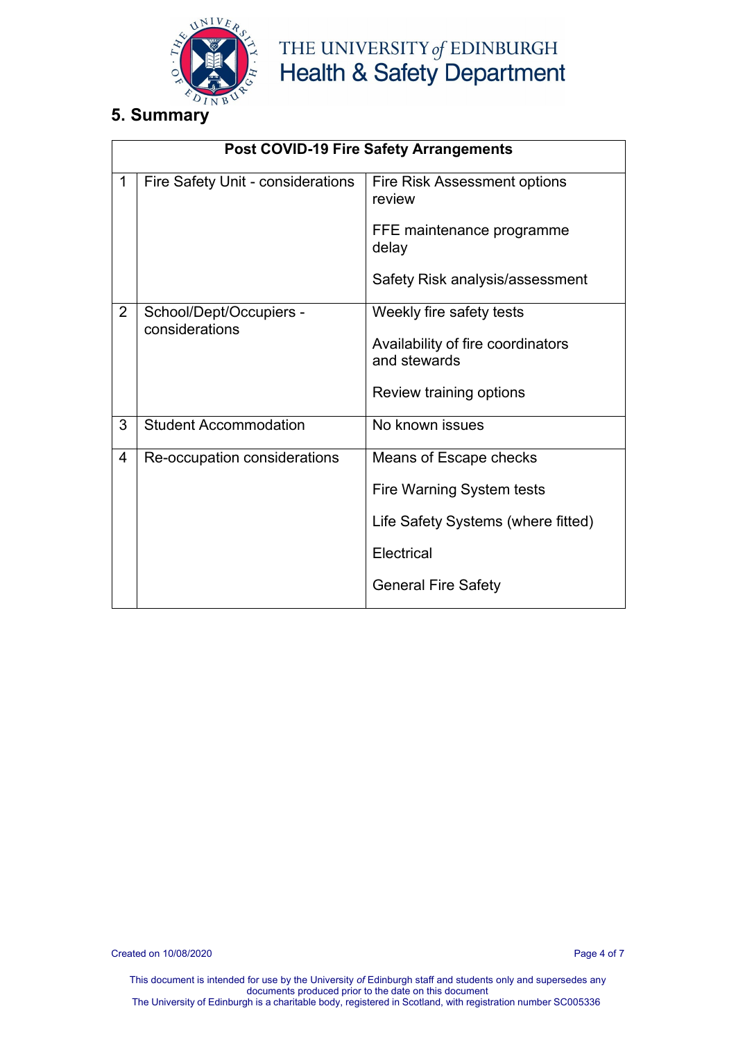## 5. Summary

| Post COVID-19 Fire Safety Arrangements | | |
|---|---|---|
| 1 | Fire Safety Unit - considerations | Fire Risk Assessment options review<br><br>FFE maintenance programme delay<br><br>Safety Risk analysis/assessment |
| 2 | School/Dept/Occupiers - considerations | Weekly fire safety tests<br><br>Availability of fire coordinators and stewards<br><br>Review training options |
| 3 | Student Accommodation | No known issues |
| 4 | Re-occupation considerations | Means of Escape checks<br><br>Fire Warning System tests<br><br>Life Safety Systems (where fitted)<br><br>Electrical<br><br>General Fire Safety |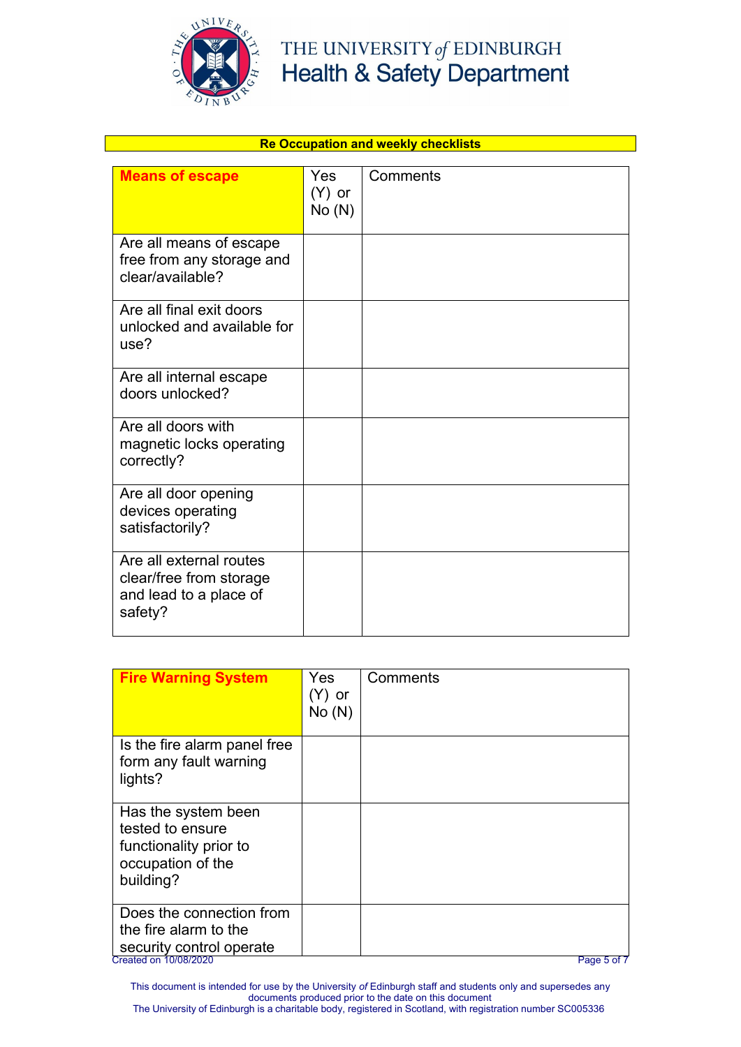**Re Occupation and weekly checklists**

| **Means of escape** | Yes (Y) or No (N) | Comments |
| --- | --- | --- |
| Are all means of escape free from any storage and clear/available? | | |
| Are all final exit doors unlocked and available for use? | | |
| Are all internal escape doors unlocked? | | |
| Are all doors with magnetic locks operating correctly? | | |
| Are all door opening devices operating satisfactorily? | | |
| Are all external routes clear/free from storage and lead to a place of safety? | | |

| **Fire Warning System** | Yes (Y) or No (N) | Comments |
| --- | --- | --- |
| Is the fire alarm panel free form any fault warning lights? | | |
| Has the system been tested to ensure functionality prior to occupation of the building? | | |
| Does the connection from the fire alarm to the security control operate | | |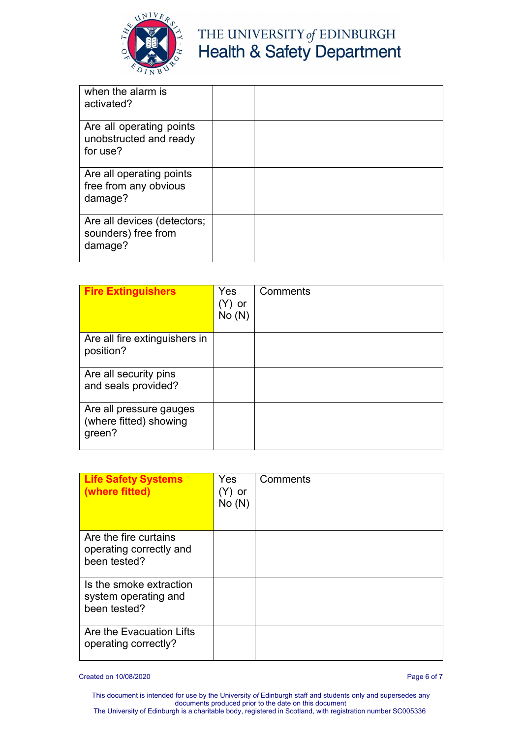| | | |
|---|---|---|
| when the alarm is activated? | | |
| Are all operating points unobstructed and ready for use? | | |
| Are all operating points free from any obvious damage? | | |
| Are all devices (detectors; sounders) free from damage? | | |

| **Fire Extinguishers** | Yes (Y) or No (N) | Comments |
|---|---|---|
| Are all fire extinguishers in position? | | |
| Are all security pins and seals provided? | | |
| Are all pressure gauges (where fitted) showing green? | | |

| **Life Safety Systems (where fitted)** | Yes (Y) or No (N) | Comments |
|---|---|---|
| Are the fire curtains operating correctly and been tested? | | |
| Is the smoke extraction system operating and been tested? | | |
| Are the Evacuation Lifts operating correctly? | | |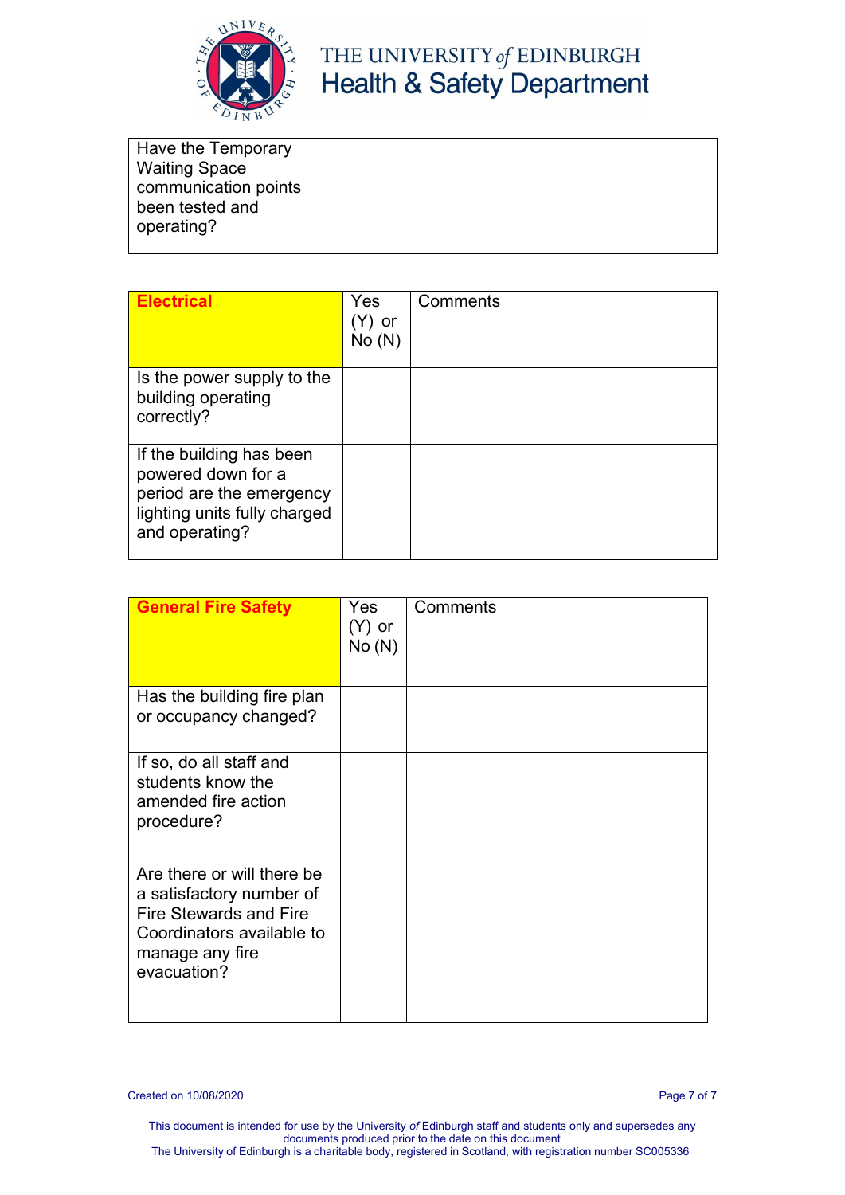| Have the Temporary Waiting Space communication points been tested and operating? | | |
|---|---|---|

| **Electrical** | Yes (Y) or No (N) | Comments |
|---|---|---|
| Is the power supply to the building operating correctly? | | |
| If the building has been powered down for a period are the emergency lighting units fully charged and operating? | | |

| **General Fire Safety** | Yes (Y) or No (N) | Comments |
|---|---|---|
| Has the building fire plan or occupancy changed? | | |
| If so, do all staff and students know the amended fire action procedure? | | |
| Are there or will there be a satisfactory number of Fire Stewards and Fire Coordinators available to manage any fire evacuation? | | |